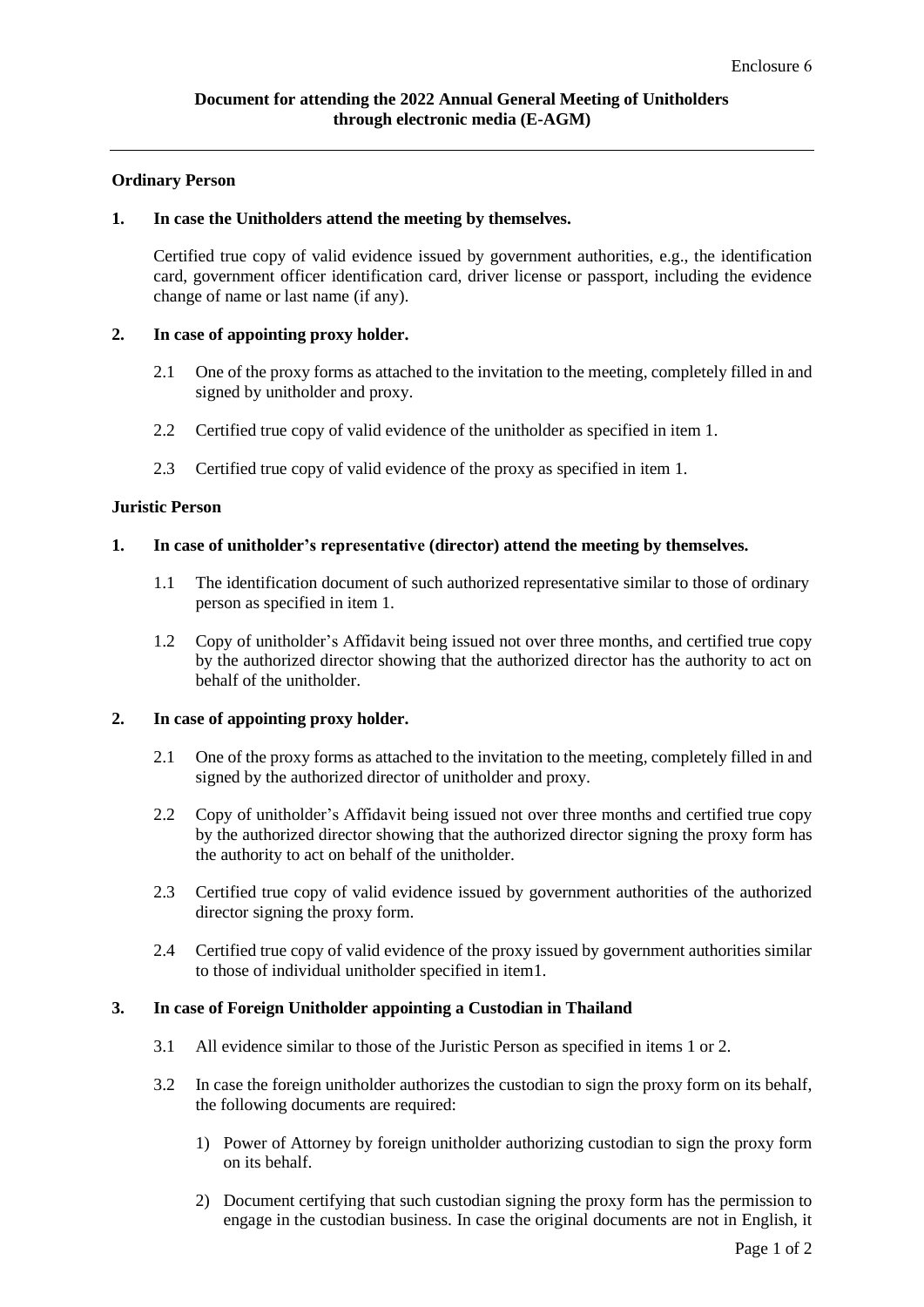Enclosure 6

**Document for attending the 2022 Annual General Meeting of Unitholders through electronic media (E-AGM)**

---

**Ordinary Person**

**1. In case the Unitholders attend the meeting by themselves.**

Certified true copy of valid evidence issued by government authorities, e.g., the identification card, government officer identification card, driver license or passport, including the evidence change of name or last name (if any).

**2. In case of appointing proxy holder.**

2.1 One of the proxy forms as attached to the invitation to the meeting, completely filled in and signed by unitholder and proxy.

2.2 Certified true copy of valid evidence of the unitholder as specified in item 1.

2.3 Certified true copy of valid evidence of the proxy as specified in item 1.

**Juristic Person**

**1. In case of unitholder's representative (director) attend the meeting by themselves.**

1.1 The identification document of such authorized representative similar to those of ordinary person as specified in item 1.

1.2 Copy of unitholder's Affidavit being issued not over three months, and certified true copy by the authorized director showing that the authorized director has the authority to act on behalf of the unitholder.

**2. In case of appointing proxy holder.**

2.1 One of the proxy forms as attached to the invitation to the meeting, completely filled in and signed by the authorized director of unitholder and proxy.

2.2 Copy of unitholder's Affidavit being issued not over three months and certified true copy by the authorized director showing that the authorized director signing the proxy form has the authority to act on behalf of the unitholder.

2.3 Certified true copy of valid evidence issued by government authorities of the authorized director signing the proxy form.

2.4 Certified true copy of valid evidence of the proxy issued by government authorities similar to those of individual unitholder specified in item1.

**3. In case of Foreign Unitholder appointing a Custodian in Thailand**

3.1 All evidence similar to those of the Juristic Person as specified in items 1 or 2.

3.2 In case the foreign unitholder authorizes the custodian to sign the proxy form on its behalf, the following documents are required:

1) Power of Attorney by foreign unitholder authorizing custodian to sign the proxy form on its behalf.

2) Document certifying that such custodian signing the proxy form has the permission to engage in the custodian business. In case the original documents are not in English, it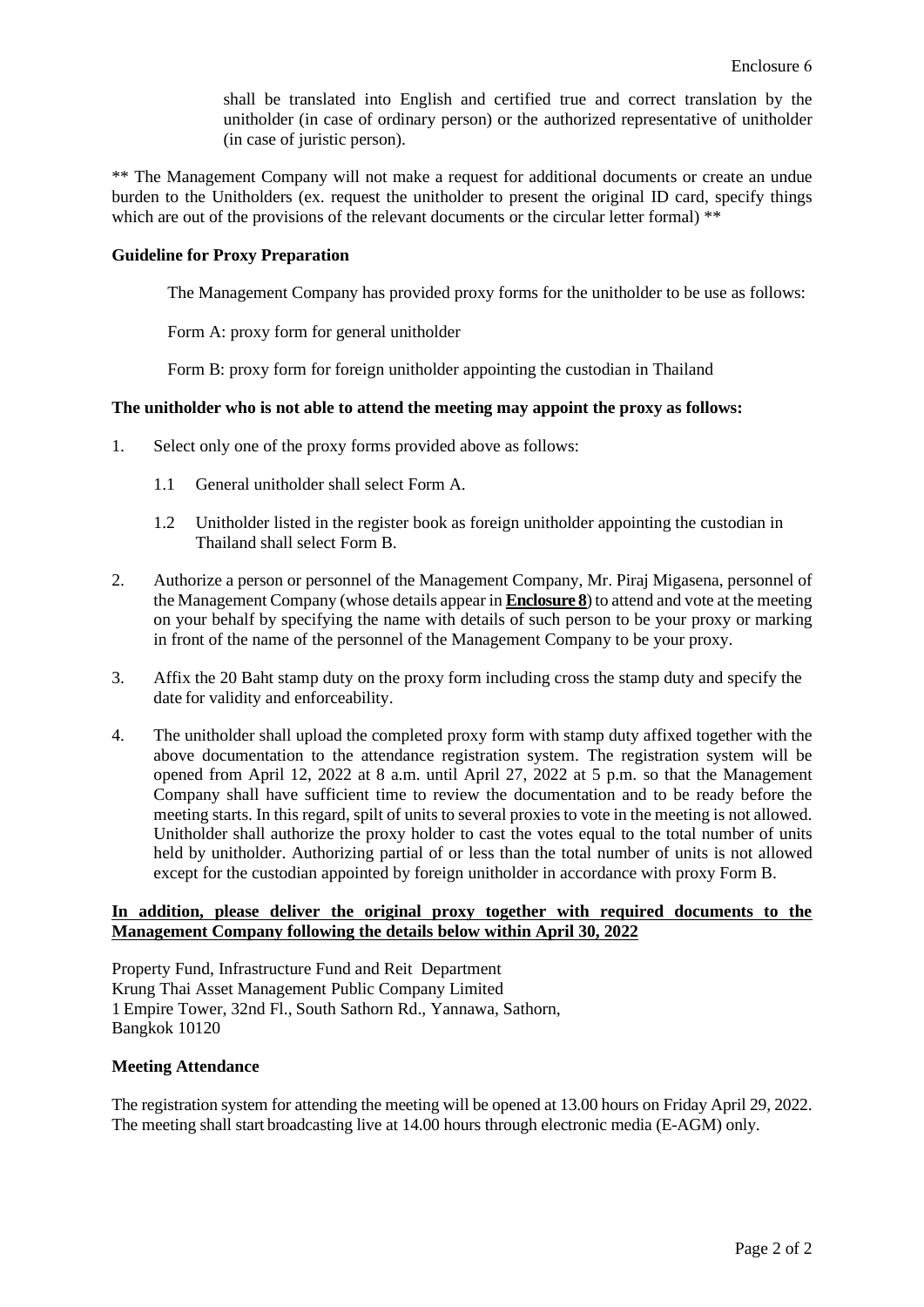shall be translated into English and certified true and correct translation by the unitholder (in case of ordinary person) or the authorized representative of unitholder (in case of juristic person).

** The Management Company will not make a request for additional documents or create an undue burden to the Unitholders (ex. request the unitholder to present the original ID card, specify things which are out of the provisions of the relevant documents or the circular letter formal) **

**Guideline for Proxy Preparation**

The Management Company has provided proxy forms for the unitholder to be use as follows:

Form A: proxy form for general unitholder

Form B: proxy form for foreign unitholder appointing the custodian in Thailand

**The unitholder who is not able to attend the meeting may appoint the proxy as follows:**

1. Select only one of the proxy forms provided above as follows:

   1.1 General unitholder shall select Form A.

   1.2 Unitholder listed in the register book as foreign unitholder appointing the custodian in Thailand shall select Form B.

2. Authorize a person or personnel of the Management Company, Mr. Piraj Migasena, personnel of the Management Company (whose details appear in **Enclosure 8**) to attend and vote at the meeting on your behalf by specifying the name with details of such person to be your proxy or marking in front of the name of the personnel of the Management Company to be your proxy.

3. Affix the 20 Baht stamp duty on the proxy form including cross the stamp duty and specify the date for validity and enforceability.

4. The unitholder shall upload the completed proxy form with stamp duty affixed together with the above documentation to the attendance registration system. The registration system will be opened from April 12, 2022 at 8 a.m. until April 27, 2022 at 5 p.m. so that the Management Company shall have sufficient time to review the documentation and to be ready before the meeting starts. In this regard, spilt of units to several proxies to vote in the meeting is not allowed. Unitholder shall authorize the proxy holder to cast the votes equal to the total number of units held by unitholder. Authorizing partial of or less than the total number of units is not allowed except for the custodian appointed by foreign unitholder in accordance with proxy Form B.

**In addition, please deliver the original proxy together with required documents to the Management Company following the details below within April 30, 2022**

Property Fund, Infrastructure Fund and Reit Department
Krung Thai Asset Management Public Company Limited
1 Empire Tower, 32nd Fl., South Sathorn Rd., Yannawa, Sathorn,
Bangkok 10120

**Meeting Attendance**

The registration system for attending the meeting will be opened at 13.00 hours on Friday April 29, 2022. The meeting shall start broadcasting live at 14.00 hours through electronic media (E-AGM) only.